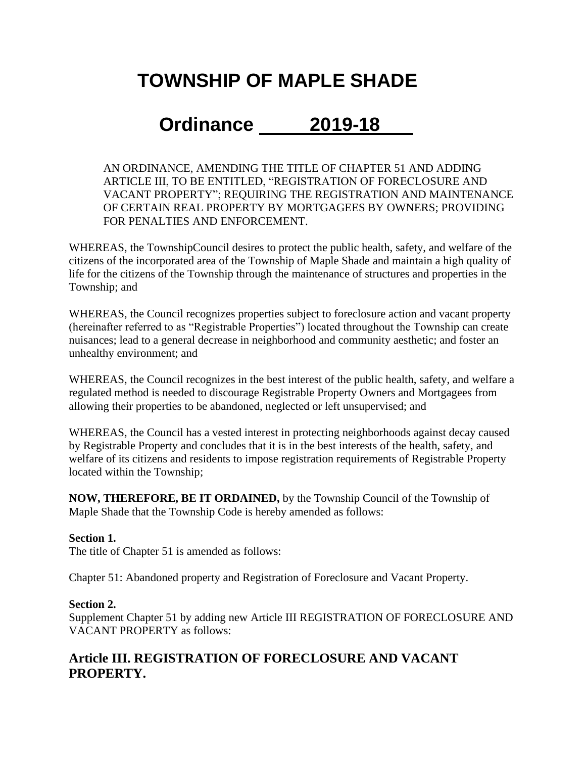# TOWNSHIP OF MAPLE SHADE

# Ordinance 2019-18

AN ORDINANCE, AMENDING THE TITLE OF CHAPTER 51 AND ADDING ARTICLE III, TO BE ENTITLED, "REGISTRATION OF FORECLOSURE AND VACANT PROPERTY"; REQUIRING THE REGISTRATION AND MAINTENANCE OF CERTAIN REAL PROPERTY BY MORTGAGEES BY OWNERS; PROVIDING FOR PENALTIES AND ENFORCEMENT.

WHEREAS, the TownshipCouncil desires to protect the public health, safety, and welfare of the citizens of the incorporated area of the Township of Maple Shade and maintain a high quality of life for the citizens of the Township through the maintenance of structures and properties in the Township; and

WHEREAS, the Council recognizes properties subject to foreclosure action and vacant property (hereinafter referred to as "Registrable Properties") located throughout the Township can create nuisances; lead to a general decrease in neighborhood and community aesthetic; and foster an unhealthy environment; and

WHEREAS, the Council recognizes in the best interest of the public health, safety, and welfare a regulated method is needed to discourage Registrable Property Owners and Mortgagees from allowing their properties to be abandoned, neglected or left unsupervised; and

WHEREAS, the Council has a vested interest in protecting neighborhoods against decay caused by Registrable Property and concludes that it is in the best interests of the health, safety, and welfare of its citizens and residents to impose registration requirements of Registrable Property located within the Township;

**NOW, THEREFORE, BE IT ORDAINED,** by the Township Council of the Township of Maple Shade that the Township Code is hereby amended as follows:

**Section 1.**
The title of Chapter 51 is amended as follows:

Chapter 51: Abandoned property and Registration of Foreclosure and Vacant Property.

**Section 2.**
Supplement Chapter 51 by adding new Article III REGISTRATION OF FORECLOSURE AND VACANT PROPERTY as follows:

## Article III. REGISTRATION OF FORECLOSURE AND VACANT PROPERTY.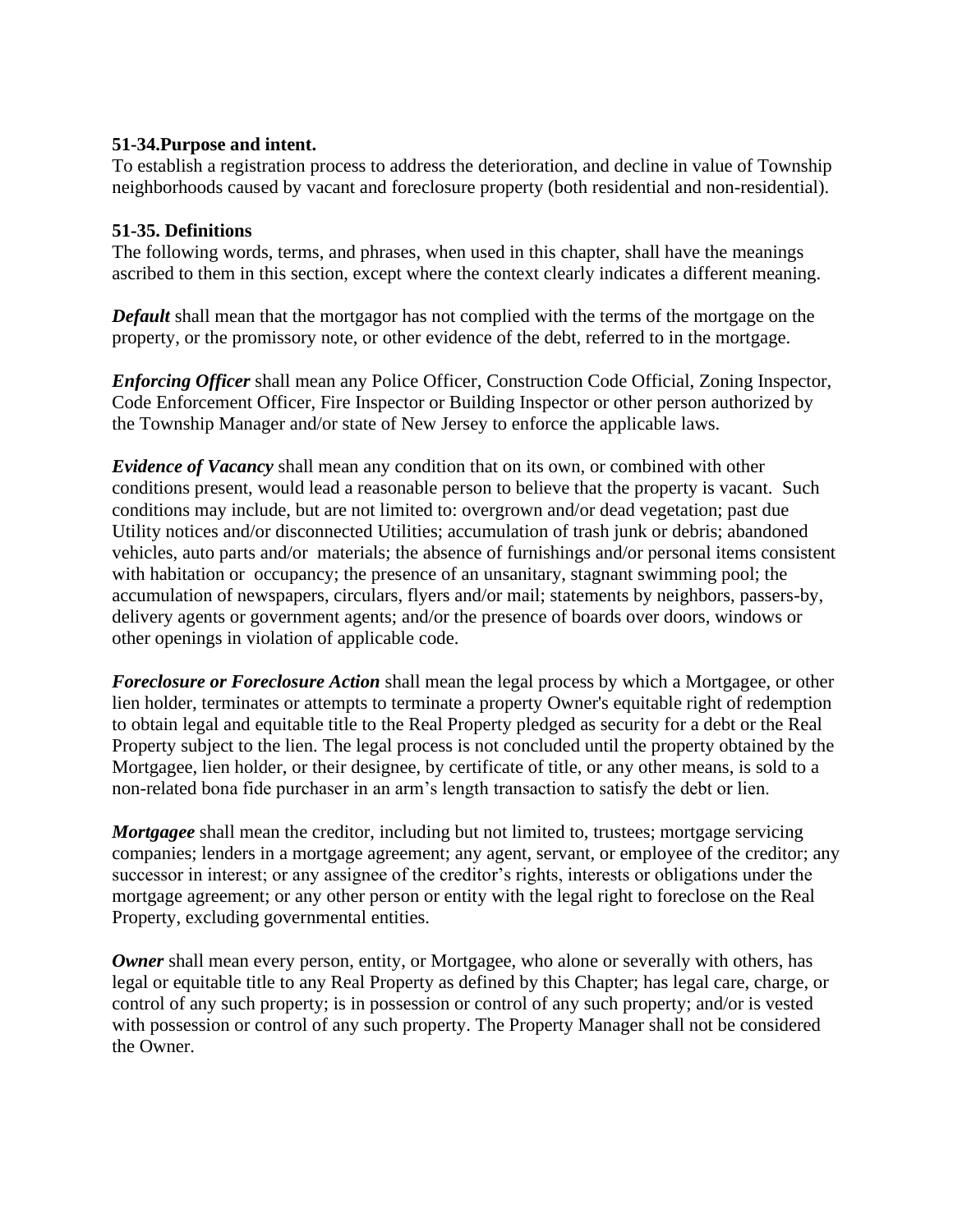**51-34.Purpose and intent.**
To establish a registration process to address the deterioration, and decline in value of Township neighborhoods caused by vacant and foreclosure property (both residential and non-residential).

**51-35. Definitions**
The following words, terms, and phrases, when used in this chapter, shall have the meanings ascribed to them in this section, except where the context clearly indicates a different meaning.

***Default*** shall mean that the mortgagor has not complied with the terms of the mortgage on the property, or the promissory note, or other evidence of the debt, referred to in the mortgage.

***Enforcing Officer*** shall mean any Police Officer, Construction Code Official, Zoning Inspector, Code Enforcement Officer, Fire Inspector or Building Inspector or other person authorized by the Township Manager and/or state of New Jersey to enforce the applicable laws.

***Evidence of Vacancy*** shall mean any condition that on its own, or combined with other conditions present, would lead a reasonable person to believe that the property is vacant. Such conditions may include, but are not limited to: overgrown and/or dead vegetation; past due Utility notices and/or disconnected Utilities; accumulation of trash junk or debris; abandoned vehicles, auto parts and/or materials; the absence of furnishings and/or personal items consistent with habitation or occupancy; the presence of an unsanitary, stagnant swimming pool; the accumulation of newspapers, circulars, flyers and/or mail; statements by neighbors, passers-by, delivery agents or government agents; and/or the presence of boards over doors, windows or other openings in violation of applicable code.

***Foreclosure or Foreclosure Action*** shall mean the legal process by which a Mortgagee, or other lien holder, terminates or attempts to terminate a property Owner's equitable right of redemption to obtain legal and equitable title to the Real Property pledged as security for a debt or the Real Property subject to the lien. The legal process is not concluded until the property obtained by the Mortgagee, lien holder, or their designee, by certificate of title, or any other means, is sold to a non-related bona fide purchaser in an arm's length transaction to satisfy the debt or lien.

***Mortgagee*** shall mean the creditor, including but not limited to, trustees; mortgage servicing companies; lenders in a mortgage agreement; any agent, servant, or employee of the creditor; any successor in interest; or any assignee of the creditor's rights, interests or obligations under the mortgage agreement; or any other person or entity with the legal right to foreclose on the Real Property, excluding governmental entities.

***Owner*** shall mean every person, entity, or Mortgagee, who alone or severally with others, has legal or equitable title to any Real Property as defined by this Chapter; has legal care, charge, or control of any such property; is in possession or control of any such property; and/or is vested with possession or control of any such property. The Property Manager shall not be considered the Owner.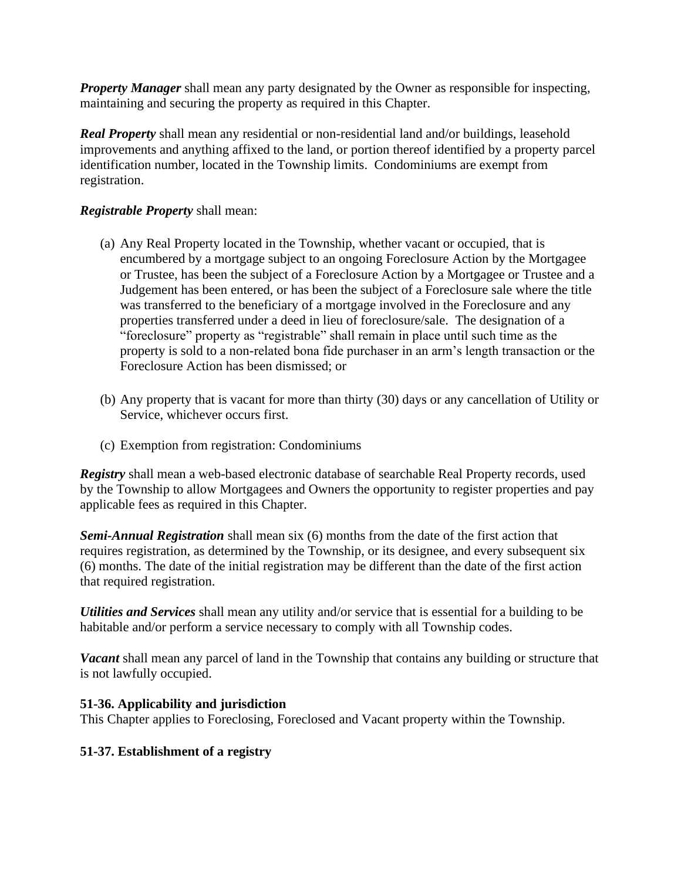***Property Manager*** shall mean any party designated by the Owner as responsible for inspecting, maintaining and securing the property as required in this Chapter.

***Real Property*** shall mean any residential or non-residential land and/or buildings, leasehold improvements and anything affixed to the land, or portion thereof identified by a property parcel identification number, located in the Township limits. Condominiums are exempt from registration.

***Registrable Property*** shall mean:

(a) Any Real Property located in the Township, whether vacant or occupied, that is encumbered by a mortgage subject to an ongoing Foreclosure Action by the Mortgagee or Trustee, has been the subject of a Foreclosure Action by a Mortgagee or Trustee and a Judgement has been entered, or has been the subject of a Foreclosure sale where the title was transferred to the beneficiary of a mortgage involved in the Foreclosure and any properties transferred under a deed in lieu of foreclosure/sale. The designation of a "foreclosure" property as "registrable" shall remain in place until such time as the property is sold to a non-related bona fide purchaser in an arm's length transaction or the Foreclosure Action has been dismissed; or

(b) Any property that is vacant for more than thirty (30) days or any cancellation of Utility or Service, whichever occurs first.

(c) Exemption from registration: Condominiums

***Registry*** shall mean a web-based electronic database of searchable Real Property records, used by the Township to allow Mortgagees and Owners the opportunity to register properties and pay applicable fees as required in this Chapter.

***Semi-Annual Registration*** shall mean six (6) months from the date of the first action that requires registration, as determined by the Township, or its designee, and every subsequent six (6) months. The date of the initial registration may be different than the date of the first action that required registration.

***Utilities and Services*** shall mean any utility and/or service that is essential for a building to be habitable and/or perform a service necessary to comply with all Township codes.

***Vacant*** shall mean any parcel of land in the Township that contains any building or structure that is not lawfully occupied.

**51-36. Applicability and jurisdiction**

This Chapter applies to Foreclosing, Foreclosed and Vacant property within the Township.

**51-37. Establishment of a registry**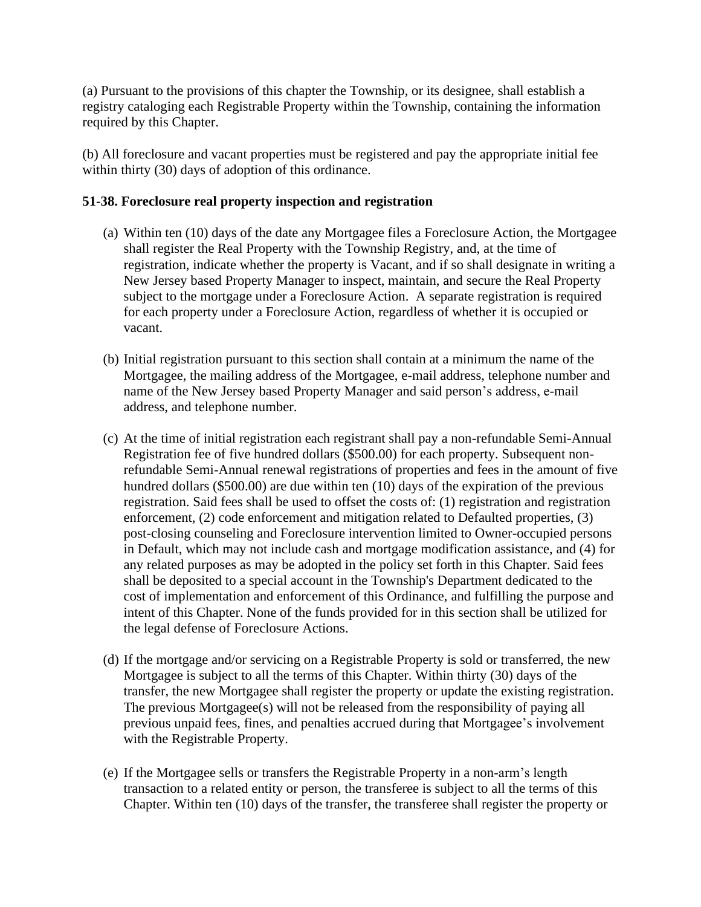(a) Pursuant to the provisions of this chapter the Township, or its designee, shall establish a registry cataloging each Registrable Property within the Township, containing the information required by this Chapter.

(b) All foreclosure and vacant properties must be registered and pay the appropriate initial fee within thirty (30) days of adoption of this ordinance.

**51-38. Foreclosure real property inspection and registration**

(a) Within ten (10) days of the date any Mortgagee files a Foreclosure Action, the Mortgagee shall register the Real Property with the Township Registry, and, at the time of registration, indicate whether the property is Vacant, and if so shall designate in writing a New Jersey based Property Manager to inspect, maintain, and secure the Real Property subject to the mortgage under a Foreclosure Action. A separate registration is required for each property under a Foreclosure Action, regardless of whether it is occupied or vacant.

(b) Initial registration pursuant to this section shall contain at a minimum the name of the Mortgagee, the mailing address of the Mortgagee, e-mail address, telephone number and name of the New Jersey based Property Manager and said person's address, e-mail address, and telephone number.

(c) At the time of initial registration each registrant shall pay a non-refundable Semi-Annual Registration fee of five hundred dollars ($500.00) for each property. Subsequent non-refundable Semi-Annual renewal registrations of properties and fees in the amount of five hundred dollars ($500.00) are due within ten (10) days of the expiration of the previous registration. Said fees shall be used to offset the costs of: (1) registration and registration enforcement, (2) code enforcement and mitigation related to Defaulted properties, (3) post-closing counseling and Foreclosure intervention limited to Owner-occupied persons in Default, which may not include cash and mortgage modification assistance, and (4) for any related purposes as may be adopted in the policy set forth in this Chapter. Said fees shall be deposited to a special account in the Township's Department dedicated to the cost of implementation and enforcement of this Ordinance, and fulfilling the purpose and intent of this Chapter. None of the funds provided for in this section shall be utilized for the legal defense of Foreclosure Actions.

(d) If the mortgage and/or servicing on a Registrable Property is sold or transferred, the new Mortgagee is subject to all the terms of this Chapter. Within thirty (30) days of the transfer, the new Mortgagee shall register the property or update the existing registration. The previous Mortgagee(s) will not be released from the responsibility of paying all previous unpaid fees, fines, and penalties accrued during that Mortgagee's involvement with the Registrable Property.

(e) If the Mortgagee sells or transfers the Registrable Property in a non-arm's length transaction to a related entity or person, the transferee is subject to all the terms of this Chapter. Within ten (10) days of the transfer, the transferee shall register the property or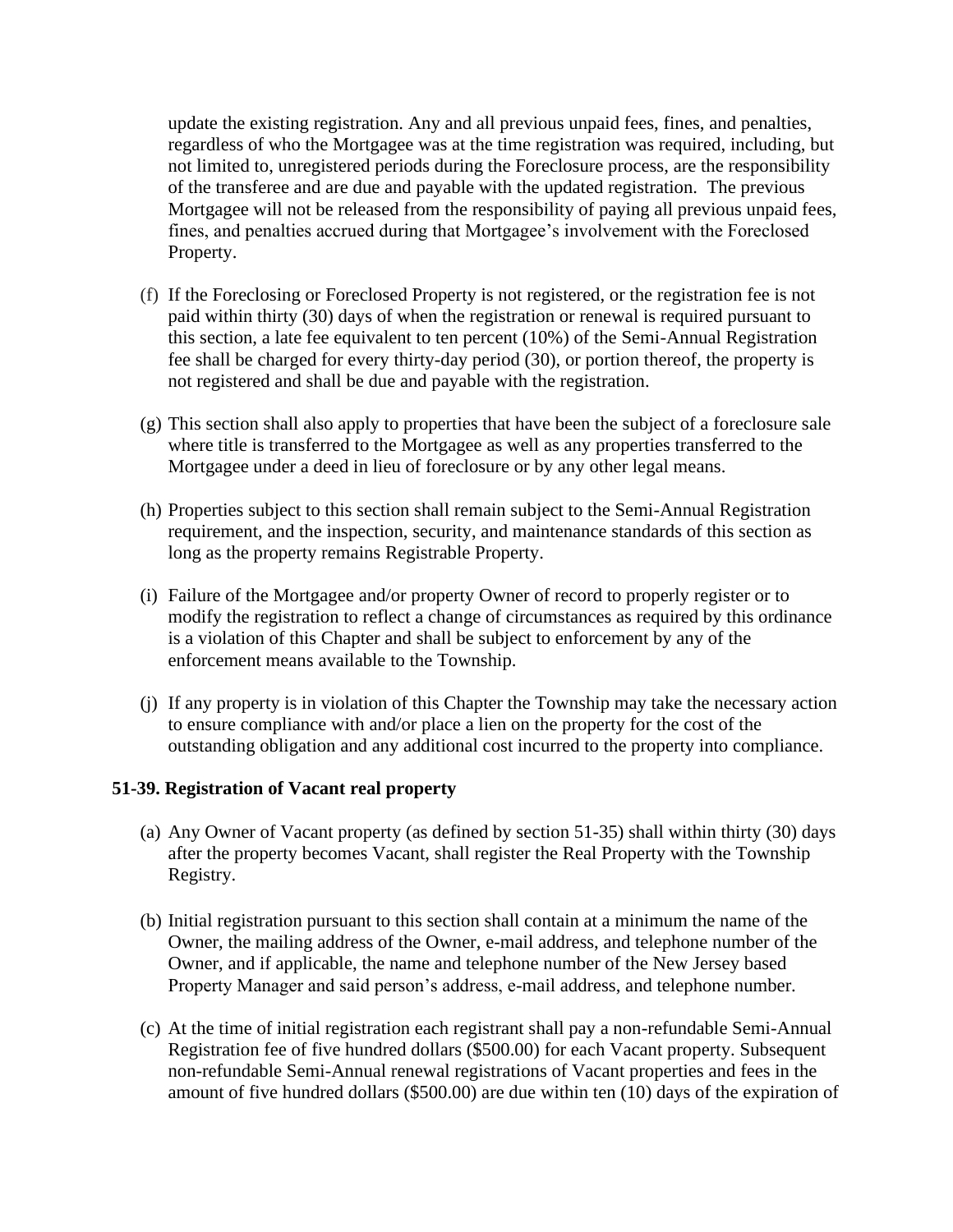update the existing registration. Any and all previous unpaid fees, fines, and penalties, regardless of who the Mortgagee was at the time registration was required, including, but not limited to, unregistered periods during the Foreclosure process, are the responsibility of the transferee and are due and payable with the updated registration. The previous Mortgagee will not be released from the responsibility of paying all previous unpaid fees, fines, and penalties accrued during that Mortgagee's involvement with the Foreclosed Property.

(f) If the Foreclosing or Foreclosed Property is not registered, or the registration fee is not paid within thirty (30) days of when the registration or renewal is required pursuant to this section, a late fee equivalent to ten percent (10%) of the Semi-Annual Registration fee shall be charged for every thirty-day period (30), or portion thereof, the property is not registered and shall be due and payable with the registration.

(g) This section shall also apply to properties that have been the subject of a foreclosure sale where title is transferred to the Mortgagee as well as any properties transferred to the Mortgagee under a deed in lieu of foreclosure or by any other legal means.

(h) Properties subject to this section shall remain subject to the Semi-Annual Registration requirement, and the inspection, security, and maintenance standards of this section as long as the property remains Registrable Property.

(i) Failure of the Mortgagee and/or property Owner of record to properly register or to modify the registration to reflect a change of circumstances as required by this ordinance is a violation of this Chapter and shall be subject to enforcement by any of the enforcement means available to the Township.

(j) If any property is in violation of this Chapter the Township may take the necessary action to ensure compliance with and/or place a lien on the property for the cost of the outstanding obligation and any additional cost incurred to the property into compliance.

**51-39. Registration of Vacant real property**

(a) Any Owner of Vacant property (as defined by section 51-35) shall within thirty (30) days after the property becomes Vacant, shall register the Real Property with the Township Registry.

(b) Initial registration pursuant to this section shall contain at a minimum the name of the Owner, the mailing address of the Owner, e-mail address, and telephone number of the Owner, and if applicable, the name and telephone number of the New Jersey based Property Manager and said person's address, e-mail address, and telephone number.

(c) At the time of initial registration each registrant shall pay a non-refundable Semi-Annual Registration fee of five hundred dollars ($500.00) for each Vacant property. Subsequent non-refundable Semi-Annual renewal registrations of Vacant properties and fees in the amount of five hundred dollars ($500.00) are due within ten (10) days of the expiration of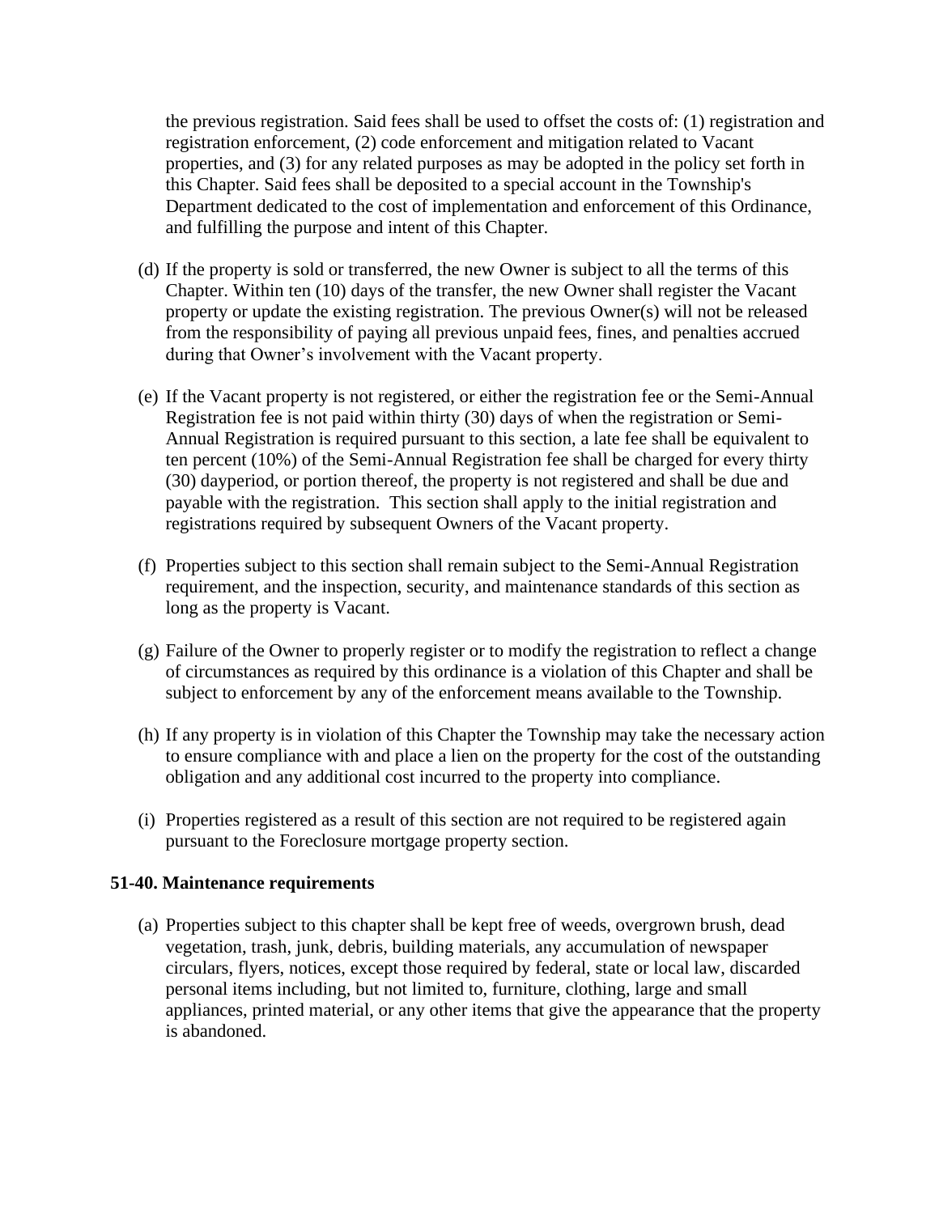the previous registration. Said fees shall be used to offset the costs of: (1) registration and registration enforcement, (2) code enforcement and mitigation related to Vacant properties, and (3) for any related purposes as may be adopted in the policy set forth in this Chapter. Said fees shall be deposited to a special account in the Township's Department dedicated to the cost of implementation and enforcement of this Ordinance, and fulfilling the purpose and intent of this Chapter.

(d) If the property is sold or transferred, the new Owner is subject to all the terms of this Chapter. Within ten (10) days of the transfer, the new Owner shall register the Vacant property or update the existing registration. The previous Owner(s) will not be released from the responsibility of paying all previous unpaid fees, fines, and penalties accrued during that Owner's involvement with the Vacant property.

(e) If the Vacant property is not registered, or either the registration fee or the Semi-Annual Registration fee is not paid within thirty (30) days of when the registration or Semi-Annual Registration is required pursuant to this section, a late fee shall be equivalent to ten percent (10%) of the Semi-Annual Registration fee shall be charged for every thirty (30) dayperiod, or portion thereof, the property is not registered and shall be due and payable with the registration. This section shall apply to the initial registration and registrations required by subsequent Owners of the Vacant property.

(f) Properties subject to this section shall remain subject to the Semi-Annual Registration requirement, and the inspection, security, and maintenance standards of this section as long as the property is Vacant.

(g) Failure of the Owner to properly register or to modify the registration to reflect a change of circumstances as required by this ordinance is a violation of this Chapter and shall be subject to enforcement by any of the enforcement means available to the Township.

(h) If any property is in violation of this Chapter the Township may take the necessary action to ensure compliance with and place a lien on the property for the cost of the outstanding obligation and any additional cost incurred to the property into compliance.

(i) Properties registered as a result of this section are not required to be registered again pursuant to the Foreclosure mortgage property section.

**51-40. Maintenance requirements**

(a) Properties subject to this chapter shall be kept free of weeds, overgrown brush, dead vegetation, trash, junk, debris, building materials, any accumulation of newspaper circulars, flyers, notices, except those required by federal, state or local law, discarded personal items including, but not limited to, furniture, clothing, large and small appliances, printed material, or any other items that give the appearance that the property is abandoned.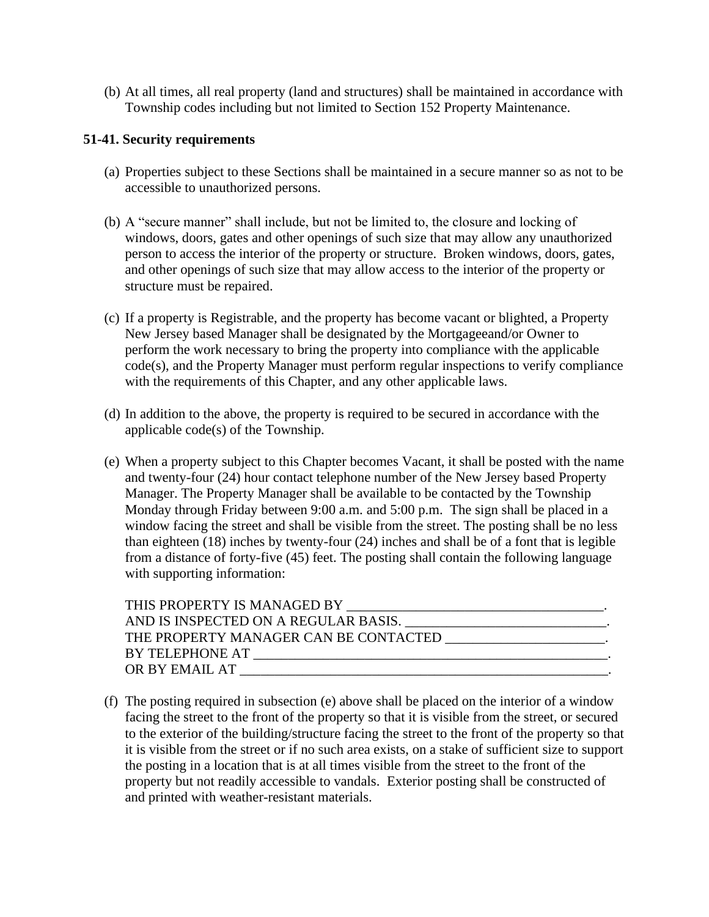(b) At all times, all real property (land and structures) shall be maintained in accordance with Township codes including but not limited to Section 152 Property Maintenance.

**51-41. Security requirements**

(a) Properties subject to these Sections shall be maintained in a secure manner so as not to be accessible to unauthorized persons.

(b) A "secure manner" shall include, but not be limited to, the closure and locking of windows, doors, gates and other openings of such size that may allow any unauthorized person to access the interior of the property or structure. Broken windows, doors, gates, and other openings of such size that may allow access to the interior of the property or structure must be repaired.

(c) If a property is Registrable, and the property has become vacant or blighted, a Property New Jersey based Manager shall be designated by the Mortgageeand/or Owner to perform the work necessary to bring the property into compliance with the applicable code(s), and the Property Manager must perform regular inspections to verify compliance with the requirements of this Chapter, and any other applicable laws.

(d) In addition to the above, the property is required to be secured in accordance with the applicable code(s) of the Township.

(e) When a property subject to this Chapter becomes Vacant, it shall be posted with the name and twenty-four (24) hour contact telephone number of the New Jersey based Property Manager. The Property Manager shall be available to be contacted by the Township Monday through Friday between 9:00 a.m. and 5:00 p.m. The sign shall be placed in a window facing the street and shall be visible from the street. The posting shall be no less than eighteen (18) inches by twenty-four (24) inches and shall be of a font that is legible from a distance of forty-five (45) feet. The posting shall contain the following language with supporting information:

THIS PROPERTY IS MANAGED BY _____________________________________.
AND IS INSPECTED ON A REGULAR BASIS. _____________________________.
THE PROPERTY MANAGER CAN BE CONTACTED ______________________.
BY TELEPHONE AT ____________________________________________________.
OR BY EMAIL AT ______________________________________________________.

(f) The posting required in subsection (e) above shall be placed on the interior of a window facing the street to the front of the property so that it is visible from the street, or secured to the exterior of the building/structure facing the street to the front of the property so that it is visible from the street or if no such area exists, on a stake of sufficient size to support the posting in a location that is at all times visible from the street to the front of the property but not readily accessible to vandals. Exterior posting shall be constructed of and printed with weather-resistant materials.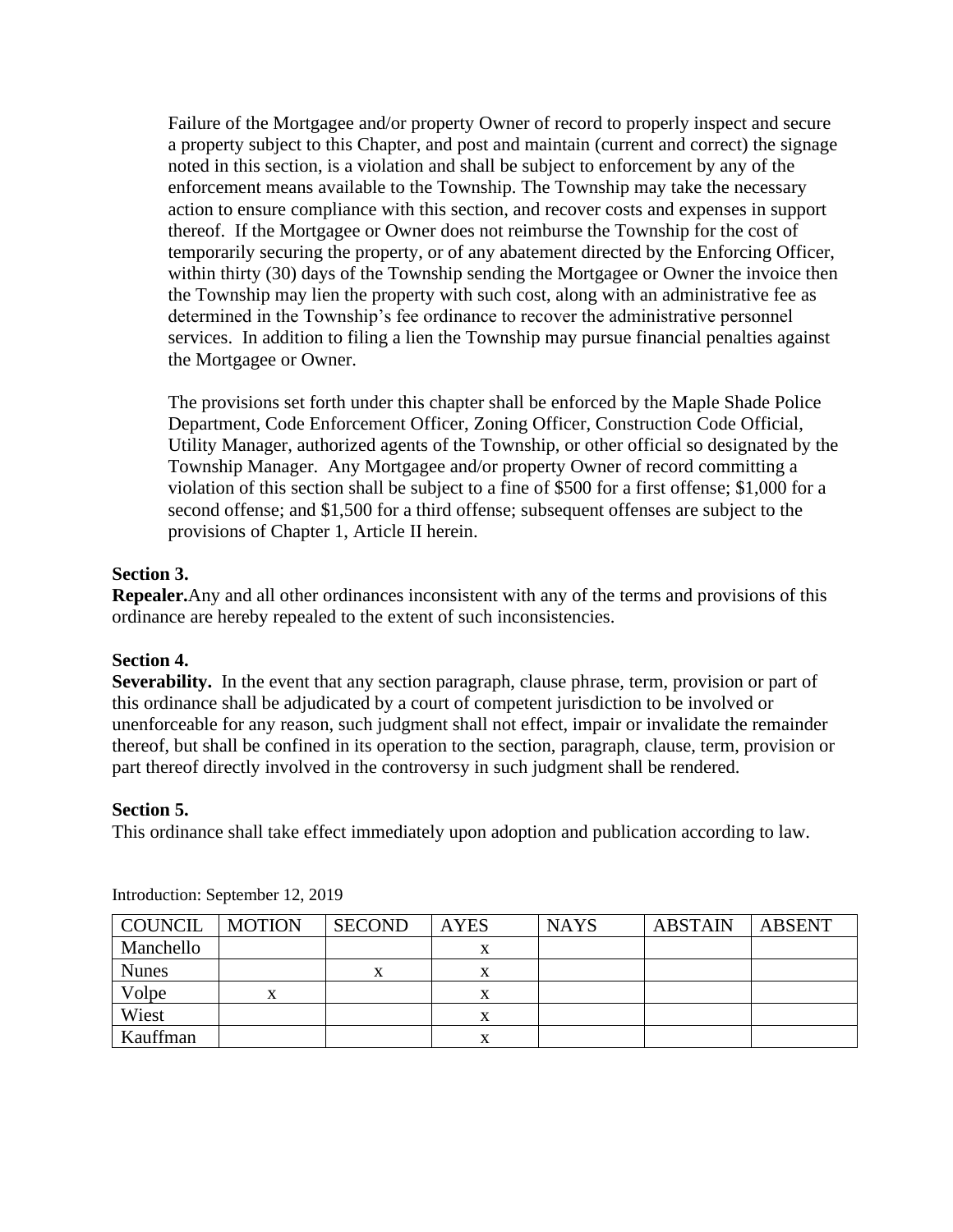Failure of the Mortgagee and/or property Owner of record to properly inspect and secure a property subject to this Chapter, and post and maintain (current and correct) the signage noted in this section, is a violation and shall be subject to enforcement by any of the enforcement means available to the Township. The Township may take the necessary action to ensure compliance with this section, and recover costs and expenses in support thereof. If the Mortgagee or Owner does not reimburse the Township for the cost of temporarily securing the property, or of any abatement directed by the Enforcing Officer, within thirty (30) days of the Township sending the Mortgagee or Owner the invoice then the Township may lien the property with such cost, along with an administrative fee as determined in the Township's fee ordinance to recover the administrative personnel services. In addition to filing a lien the Township may pursue financial penalties against the Mortgagee or Owner.

The provisions set forth under this chapter shall be enforced by the Maple Shade Police Department, Code Enforcement Officer, Zoning Officer, Construction Code Official, Utility Manager, authorized agents of the Township, or other official so designated by the Township Manager. Any Mortgagee and/or property Owner of record committing a violation of this section shall be subject to a fine of $500 for a first offense; $1,000 for a second offense; and $1,500 for a third offense; subsequent offenses are subject to the provisions of Chapter 1, Article II herein.

**Section 3.**
**Repealer.**Any and all other ordinances inconsistent with any of the terms and provisions of this ordinance are hereby repealed to the extent of such inconsistencies.

**Section 4.**
**Severability.** In the event that any section paragraph, clause phrase, term, provision or part of this ordinance shall be adjudicated by a court of competent jurisdiction to be involved or unenforceable for any reason, such judgment shall not effect, impair or invalidate the remainder thereof, but shall be confined in its operation to the section, paragraph, clause, term, provision or part thereof directly involved in the controversy in such judgment shall be rendered.

**Section 5.**
This ordinance shall take effect immediately upon adoption and publication according to law.

Introduction: September 12, 2019

| COUNCIL | MOTION | SECOND | AYES | NAYS | ABSTAIN | ABSENT |
|---|---|---|---|---|---|---|
| Manchello | | | x | | | |
| Nunes | | x | x | | | |
| Volpe | x | | x | | | |
| Wiest | | | x | | | |
| Kauffman | | | x | | | |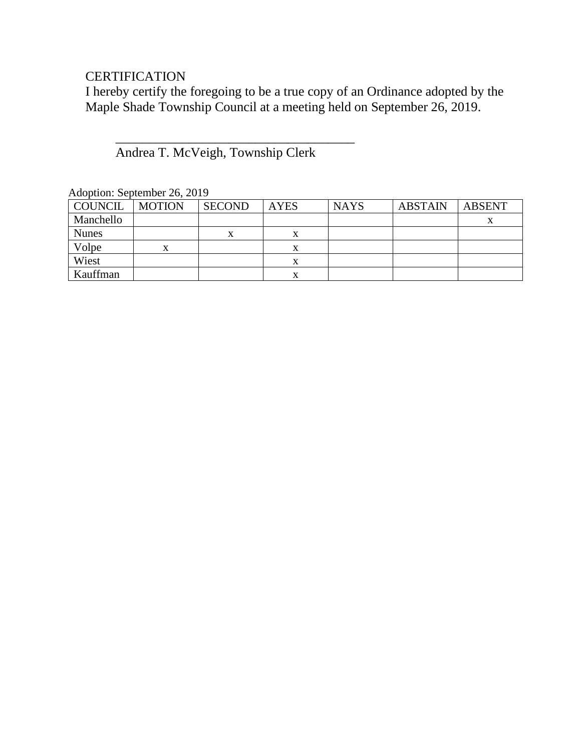CERTIFICATION

I hereby certify the foregoing to be a true copy of an Ordinance adopted by the Maple Shade Township Council at a meeting held on September 26, 2019.

_____________________________________

Andrea T. McVeigh, Township Clerk

Adoption: September 26, 2019

| COUNCIL | MOTION | SECOND | AYES | NAYS | ABSTAIN | ABSENT |
|---|---|---|---|---|---|---|
| Manchello | | | | | | x |
| Nunes | | x | x | | | |
| Volpe | x | | x | | | |
| Wiest | | | x | | | |
| Kauffman | | | x | | | |